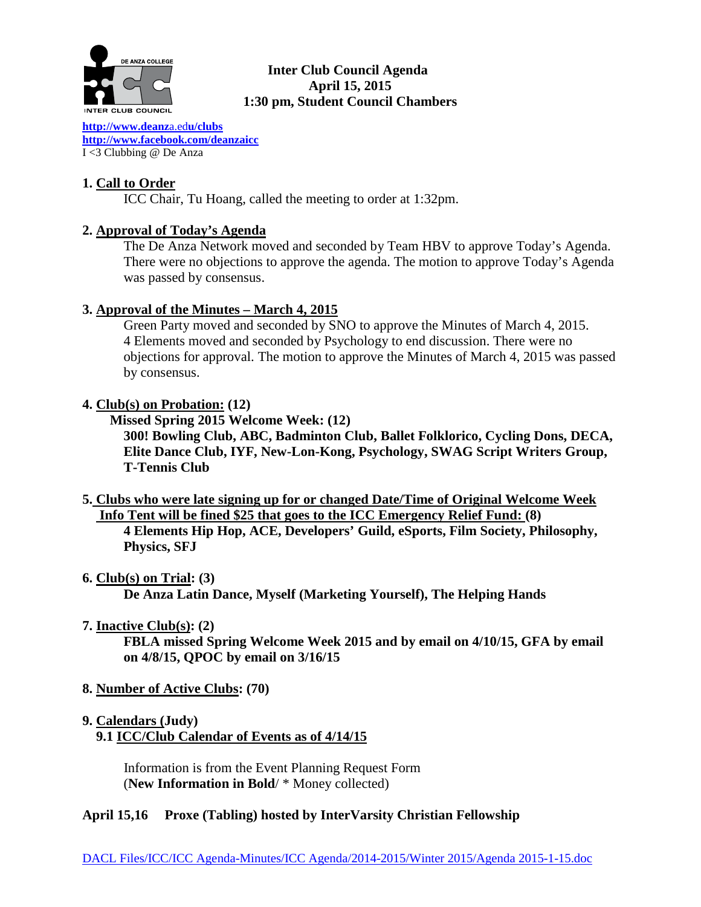**Inter Club Council Agenda**
**April 15, 2015**
**1:30 pm, Student Council Chambers**

http://www.deanza.edu/clubs
http://www.facebook.com/deanzaicc
I <3 Clubbing @ De Anza

**1. Call to Order**

ICC Chair, Tu Hoang, called the meeting to order at 1:32pm.

**2. Approval of Today's Agenda**

The De Anza Network moved and seconded by Team HBV to approve Today's Agenda. There were no objections to approve the agenda. The motion to approve Today's Agenda was passed by consensus.

**3. Approval of the Minutes – March 4, 2015**

Green Party moved and seconded by SNO to approve the Minutes of March 4, 2015. 4 Elements moved and seconded by Psychology to end discussion. There were no objections for approval. The motion to approve the Minutes of March 4, 2015 was passed by consensus.

**4. Club(s) on Probation: (12)**

**Missed Spring 2015 Welcome Week: (12)**

**300! Bowling Club, ABC, Badminton Club, Ballet Folklorico, Cycling Dons, DECA, Elite Dance Club, IYF, New-Lon-Kong, Psychology, SWAG Script Writers Group, T-Tennis Club**

**5. Clubs who were late signing up for or changed Date/Time of Original Welcome Week Info Tent will be fined $25 that goes to the ICC Emergency Relief Fund: (8)**

**4 Elements Hip Hop, ACE, Developers' Guild, eSports, Film Society, Philosophy, Physics, SFJ**

**6. Club(s) on Trial: (3)**

**De Anza Latin Dance, Myself (Marketing Yourself), The Helping Hands**

**7. Inactive Club(s): (2)**

**FBLA missed Spring Welcome Week 2015 and by email on 4/10/15, GFA by email on 4/8/15, QPOC by email on 3/16/15**

**8. Number of Active Clubs: (70)**

**9. Calendars (Judy)**

**9.1 ICC/Club Calendar of Events as of 4/14/15**

Information is from the Event Planning Request Form
(**New Information in Bold**/ * Money collected)

**April 15,16 Proxe (Tabling) hosted by InterVarsity Christian Fellowship**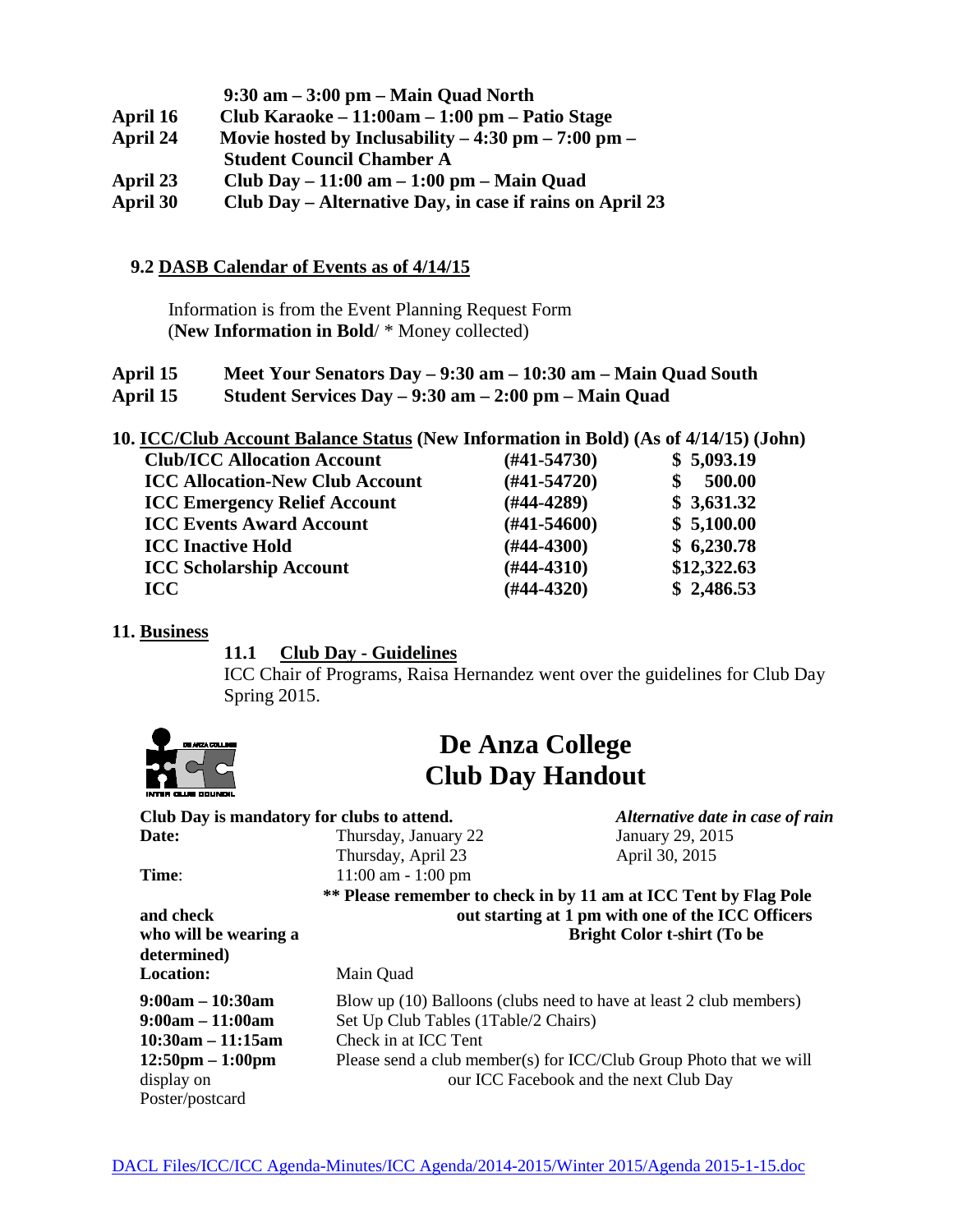**9:30 am – 3:00 pm – Main Quad North**

**April 16** **Club Karaoke – 11:00am – 1:00 pm – Patio Stage**

**April 24** **Movie hosted by Inclusability – 4:30 pm – 7:00 pm – Student Council Chamber A**

**April 23** **Club Day – 11:00 am – 1:00 pm – Main Quad**

**April 30** **Club Day – Alternative Day, in case if rains on April 23**

### 9.2 DASB Calendar of Events as of 4/14/15

Information is from the Event Planning Request Form
(**New Information in Bold**/ * Money collected)

**April 15** **Meet Your Senators Day – 9:30 am – 10:30 am – Main Quad South**

**April 15** **Student Services Day – 9:30 am – 2:00 pm – Main Quad**

## 10. ICC/Club Account Balance Status (New Information in Bold) (As of 4/14/15) (John)

| | | |
|---|---|---|
| **Club/ICC Allocation Account** | **(#41-54730)** | **$ 5,093.19** |
| **ICC Allocation-New Club Account** | **(#41-54720)** | **$ 500.00** |
| **ICC Emergency Relief Account** | **(#44-4289)** | **$ 3,631.32** |
| **ICC Events Award Account** | **(#41-54600)** | **$ 5,100.00** |
| **ICC Inactive Hold** | **(#44-4300)** | **$ 6,230.78** |
| **ICC Scholarship Account** | **(#44-4310)** | **$12,322.63** |
| **ICC** | **(#44-4320)** | **$ 2,486.53** |

## 11. Business

### 11.1 Club Day - Guidelines

ICC Chair of Programs, Raisa Hernandez went over the guidelines for Club Day Spring 2015.

# De Anza College Club Day Handout

**Club Day is mandatory for clubs to attend.** *Alternative date in case of rain*

**Date:** Thursday, January 22 — January 29, 2015
Thursday, April 23 — April 30, 2015

**Time**: 11:00 am - 1:00 pm

**\*\* Please remember to check in by 11 am at ICC Tent by Flag Pole and check out starting at 1 pm with one of the ICC Officers who will be wearing a Bright Color t-shirt (To be determined)**

**Location:** Main Quad

| | |
|---|---|
| **9:00am – 10:30am** | Blow up (10) Balloons (clubs need to have at least 2 club members) |
| **9:00am – 11:00am** | Set Up Club Tables (1Table/2 Chairs) |
| **10:30am – 11:15am** | Check in at ICC Tent |
| **12:50pm – 1:00pm** | Please send a club member(s) for ICC/Club Group Photo that we will display on our ICC Facebook and the next Club Day Poster/postcard |

DACL Files/ICC/ICC Agenda-Minutes/ICC Agenda/2014-2015/Winter 2015/Agenda 2015-1-15.doc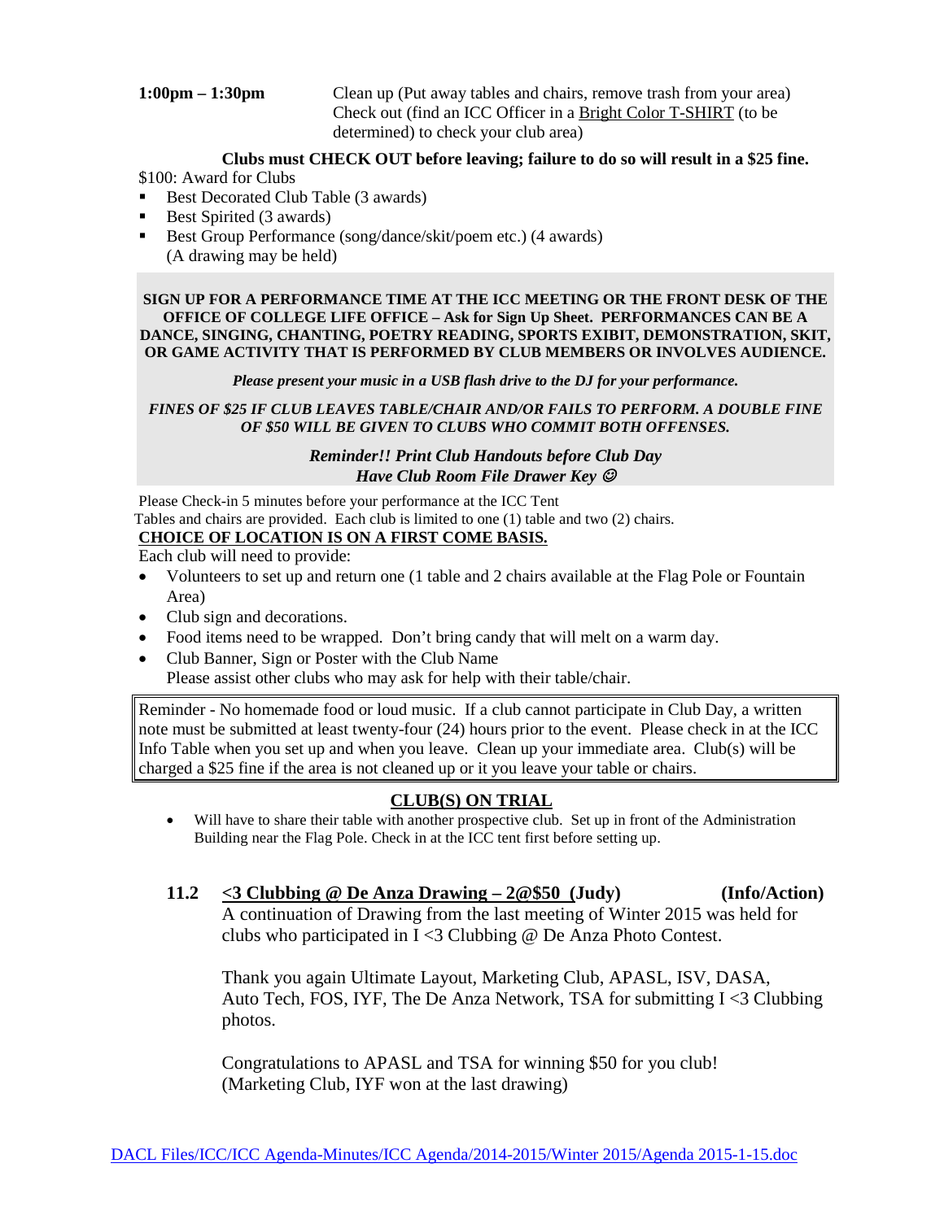**1:00pm – 1:30pm** Clean up (Put away tables and chairs, remove trash from your area) Check out (find an ICC Officer in a <u>Bright Color T-SHIRT</u> (to be determined) to check your club area)

**Clubs must CHECK OUT before leaving; failure to do so will result in a $25 fine.**

$100: Award for Clubs

- Best Decorated Club Table (3 awards)
- Best Spirited (3 awards)
- Best Group Performance (song/dance/skit/poem etc.) (4 awards)
  (A drawing may be held)

**SIGN UP FOR A PERFORMANCE TIME AT THE ICC MEETING OR THE FRONT DESK OF THE OFFICE OF COLLEGE LIFE OFFICE – Ask for Sign Up Sheet. PERFORMANCES CAN BE A DANCE, SINGING, CHANTING, POETRY READING, SPORTS EXIBIT, DEMONSTRATION, SKIT, OR GAME ACTIVITY THAT IS PERFORMED BY CLUB MEMBERS OR INVOLVES AUDIENCE.**

***Please present your music in a USB flash drive to the DJ for your performance.***

***FINES OF $25 IF CLUB LEAVES TABLE/CHAIR AND/OR FAILS TO PERFORM. A DOUBLE FINE OF $50 WILL BE GIVEN TO CLUBS WHO COMMIT BOTH OFFENSES.***

***Reminder!! Print Club Handouts before Club Day***
***Have Club Room File Drawer Key ☺***

Please Check-in 5 minutes before your performance at the ICC Tent
Tables and chairs are provided. Each club is limited to one (1) table and two (2) chairs.

**<u>CHOICE OF LOCATION IS ON A FIRST COME BASIS.</u>**

Each club will need to provide:

- Volunteers to set up and return one (1 table and 2 chairs available at the Flag Pole or Fountain Area)
- Club sign and decorations.
- Food items need to be wrapped. Don't bring candy that will melt on a warm day.
- Club Banner, Sign or Poster with the Club Name
  Please assist other clubs who may ask for help with their table/chair.

Reminder - No homemade food or loud music. If a club cannot participate in Club Day, a written note must be submitted at least twenty-four (24) hours prior to the event. Please check in at the ICC Info Table when you set up and when you leave. Clean up your immediate area. Club(s) will be charged a $25 fine if the area is not cleaned up or it you leave your table or chairs.

**<u>CLUB(S) ON TRIAL</u>**

- Will have to share their table with another prospective club. Set up in front of the Administration Building near the Flag Pole. Check in at the ICC tent first before setting up.

**11.2 <u><3 Clubbing @ De Anza Drawing – 2@$50 (Judy)</u> (Info/Action)**

A continuation of Drawing from the last meeting of Winter 2015 was held for clubs who participated in I <3 Clubbing @ De Anza Photo Contest.

Thank you again Ultimate Layout, Marketing Club, APASL, ISV, DASA, Auto Tech, FOS, IYF, The De Anza Network, TSA for submitting I <3 Clubbing photos.

Congratulations to APASL and TSA for winning $50 for you club!
(Marketing Club, IYF won at the last drawing)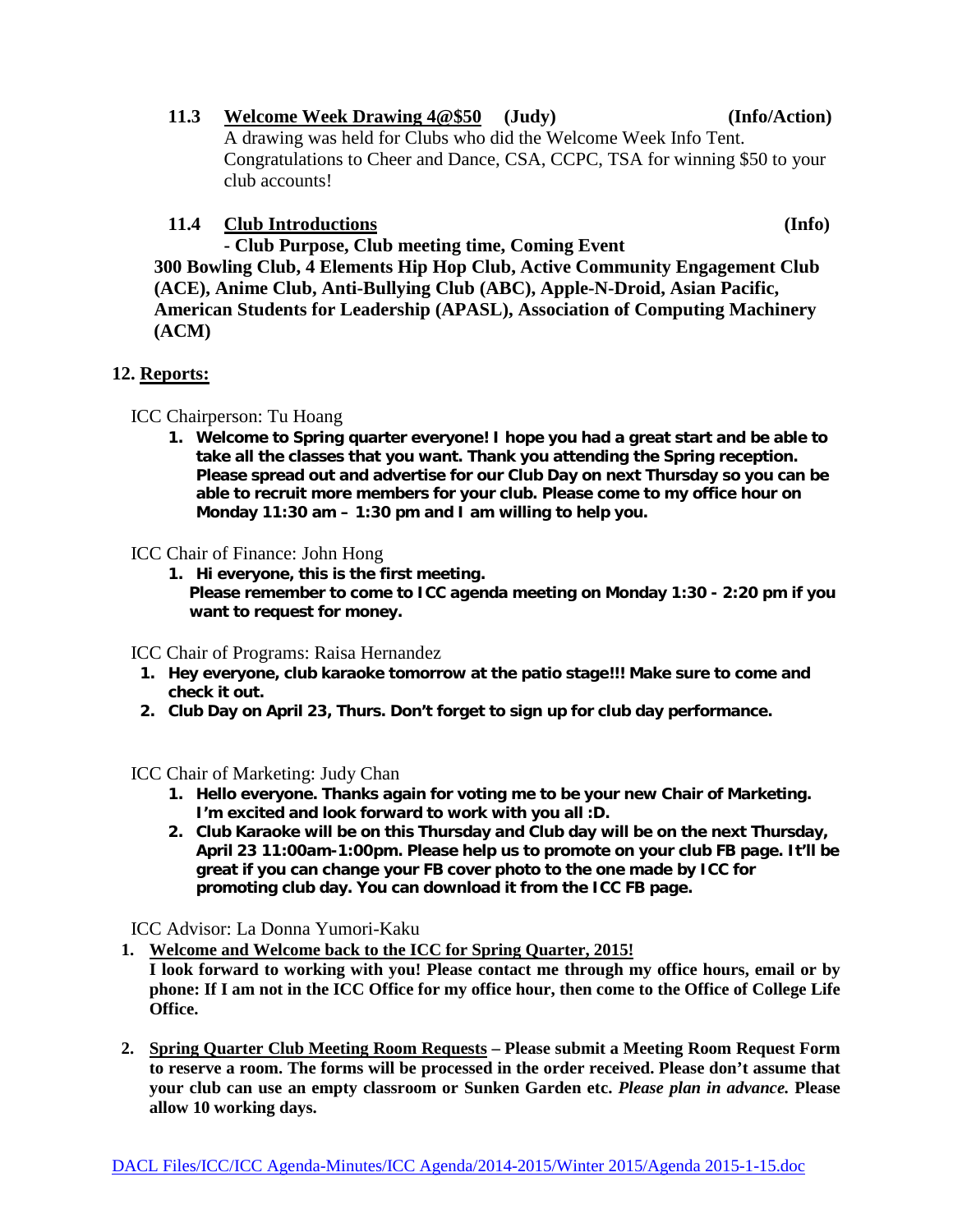**11.3 Welcome Week Drawing 4@$50 (Judy) (Info/Action)**

A drawing was held for Clubs who did the Welcome Week Info Tent. Congratulations to Cheer and Dance, CSA, CCPC, TSA for winning $50 to your club accounts!

**11.4 Club Introductions (Info)**

**- Club Purpose, Club meeting time, Coming Event**

**300 Bowling Club, 4 Elements Hip Hop Club, Active Community Engagement Club (ACE), Anime Club, Anti-Bullying Club (ABC), Apple-N-Droid, Asian Pacific, American Students for Leadership (APASL), Association of Computing Machinery (ACM)**

## 12. Reports:

ICC Chairperson: Tu Hoang

1. **Welcome to Spring quarter everyone! I hope you had a great start and be able to take all the classes that you want. Thank you attending the Spring reception. Please spread out and advertise for our Club Day on next Thursday so you can be able to recruit more members for your club. Please come to my office hour on Monday 11:30 am – 1:30 pm and I am willing to help you.**

ICC Chair of Finance: John Hong

1. **Hi everyone, this is the first meeting. Please remember to come to ICC agenda meeting on Monday 1:30 - 2:20 pm if you want to request for money.**

ICC Chair of Programs: Raisa Hernandez

1. **Hey everyone, club karaoke tomorrow at the patio stage!!! Make sure to come and check it out.**
2. **Club Day on April 23, Thurs. Don't forget to sign up for club day performance.**

ICC Chair of Marketing: Judy Chan

1. **Hello everyone. Thanks again for voting me to be your new Chair of Marketing. I'm excited and look forward to work with you all :D.**
2. **Club Karaoke will be on this Thursday and Club day will be on the next Thursday, April 23 11:00am-1:00pm. Please help us to promote on your club FB page. It'll be great if you can change your FB cover photo to the one made by ICC for promoting club day. You can download it from the ICC FB page.**

ICC Advisor: La Donna Yumori-Kaku

1. **Welcome and Welcome back to the ICC for Spring Quarter, 2015!** **I look forward to working with you! Please contact me through my office hours, email or by phone: If I am not in the ICC Office for my office hour, then come to the Office of College Life Office.**
2. **Spring Quarter Club Meeting Room Requests – Please submit a Meeting Room Request Form to reserve a room. The forms will be processed in the order received. Please don't assume that your club can use an empty classroom or Sunken Garden etc. *Please plan in advance.* Please allow 10 working days.**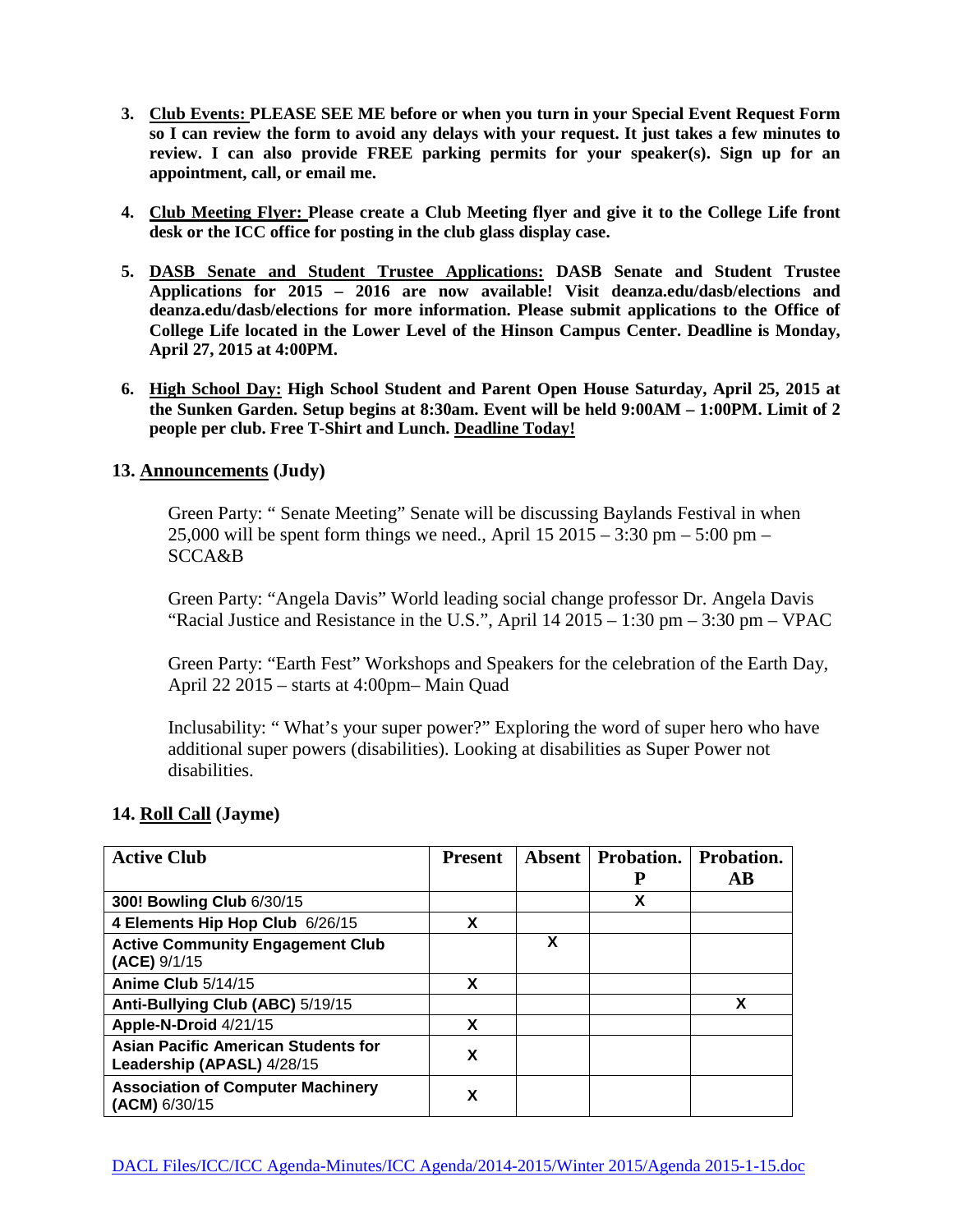3. **<u>Club Events:</u> PLEASE SEE ME before or when you turn in your Special Event Request Form so I can review the form to avoid any delays with your request. It just takes a few minutes to review. I can also provide FREE parking permits for your speaker(s). Sign up for an appointment, call, or email me.**

4. **<u>Club Meeting Flyer:</u> Please create a Club Meeting flyer and give it to the College Life front desk or the ICC office for posting in the club glass display case.**

5. **<u>DASB Senate and Student Trustee Applications:</u> DASB Senate and Student Trustee Applications for 2015 – 2016 are now available! Visit deanza.edu/dasb/elections and deanza.edu/dasb/elections for more information. Please submit applications to the Office of College Life located in the Lower Level of the Hinson Campus Center. Deadline is Monday, April 27, 2015 at 4:00PM.**

6. **<u>High School Day:</u> High School Student and Parent Open House Saturday, April 25, 2015 at the Sunken Garden. Setup begins at 8:30am. Event will be held 9:00AM – 1:00PM. Limit of 2 people per club. Free T-Shirt and Lunch. <u>Deadline Today!</u>**

## 13. <u>Announcements</u> (Judy)

Green Party: " Senate Meeting" Senate will be discussing Baylands Festival in when 25,000 will be spent form things we need., April 15 2015 – 3:30 pm – 5:00 pm – SCCA&B

Green Party: "Angela Davis" World leading social change professor Dr. Angela Davis "Racial Justice and Resistance in the U.S.", April 14 2015 – 1:30 pm – 3:30 pm – VPAC

Green Party: "Earth Fest" Workshops and Speakers for the celebration of the Earth Day, April 22 2015 – starts at 4:00pm– Main Quad

Inclusability: " What's your super power?" Exploring the word of super hero who have additional super powers (disabilities). Looking at disabilities as Super Power not disabilities.

## 14. <u>Roll Call</u> (Jayme)

| Active Club | Present | Absent | Probation. P | Probation. AB |
|---|---|---|---|---|
| **300! Bowling Club** 6/30/15 | | | X | |
| **4 Elements Hip Hop Club** 6/26/15 | X | | | |
| **Active Community Engagement Club (ACE)** 9/1/15 | | X | | |
| **Anime Club** 5/14/15 | X | | | |
| **Anti-Bullying Club (ABC)** 5/19/15 | | | | X |
| **Apple-N-Droid** 4/21/15 | X | | | |
| **Asian Pacific American Students for Leadership (APASL)** 4/28/15 | X | | | |
| **Association of Computer Machinery (ACM)** 6/30/15 | X | | | |

DACL Files/ICC/ICC Agenda-Minutes/ICC Agenda/2014-2015/Winter 2015/Agenda 2015-1-15.doc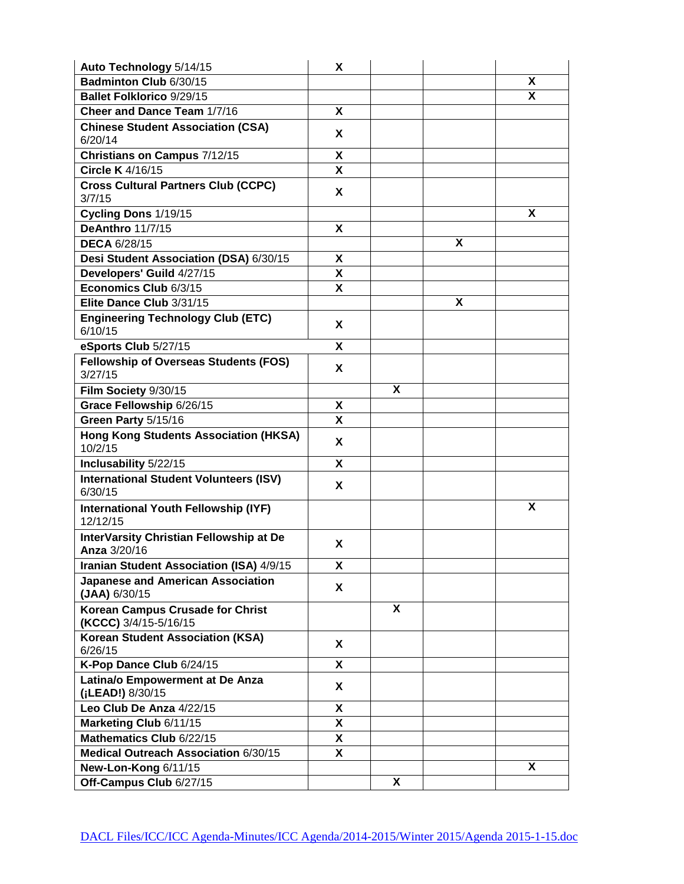| | | | | |
|---|---|---|---|---|
| **Auto Technology** 5/14/15 | X | | | |
| **Badminton Club** 6/30/15 | | | | X |
| **Ballet Folklorico** 9/29/15 | | | | X |
| **Cheer and Dance Team** 1/7/16 | X | | | |
| **Chinese Student Association (CSA)** 6/20/14 | X | | | |
| **Christians on Campus** 7/12/15 | X | | | |
| **Circle K** 4/16/15 | X | | | |
| **Cross Cultural Partners Club (CCPC)** 3/7/15 | X | | | |
| **Cycling Dons** 1/19/15 | | | | X |
| **DeAnthro** 11/7/15 | X | | | |
| **DECA** 6/28/15 | | | X | |
| **Desi Student Association (DSA)** 6/30/15 | X | | | |
| **Developers' Guild** 4/27/15 | X | | | |
| **Economics Club** 6/3/15 | X | | | |
| **Elite Dance Club** 3/31/15 | | | X | |
| **Engineering Technology Club (ETC)** 6/10/15 | X | | | |
| **eSports Club** 5/27/15 | X | | | |
| **Fellowship of Overseas Students (FOS)** 3/27/15 | X | | | |
| **Film Society** 9/30/15 | | X | | |
| **Grace Fellowship** 6/26/15 | X | | | |
| **Green Party** 5/15/16 | X | | | |
| **Hong Kong Students Association (HKSA)** 10/2/15 | X | | | |
| **Inclusability** 5/22/15 | X | | | |
| **International Student Volunteers (ISV)** 6/30/15 | X | | | |
| **International Youth Fellowship (IYF)** 12/12/15 | | | | X |
| **InterVarsity Christian Fellowship at De Anza** 3/20/16 | X | | | |
| **Iranian Student Association (ISA)** 4/9/15 | X | | | |
| **Japanese and American Association (JAA)** 6/30/15 | X | | | |
| **Korean Campus Crusade for Christ (KCCC)** 3/4/15-5/16/15 | | X | | |
| **Korean Student Association (KSA)** 6/26/15 | X | | | |
| **K-Pop Dance Club** 6/24/15 | X | | | |
| **Latina/o Empowerment at De Anza (¡LEAD!)** 8/30/15 | X | | | |
| **Leo Club De Anza** 4/22/15 | X | | | |
| **Marketing Club** 6/11/15 | X | | | |
| **Mathematics Club** 6/22/15 | X | | | |
| **Medical Outreach Association** 6/30/15 | X | | | |
| **New-Lon-Kong** 6/11/15 | | | | X |
| **Off-Campus Club** 6/27/15 | | X | | |

DACL Files/ICC/ICC Agenda-Minutes/ICC Agenda/2014-2015/Winter 2015/Agenda 2015-1-15.doc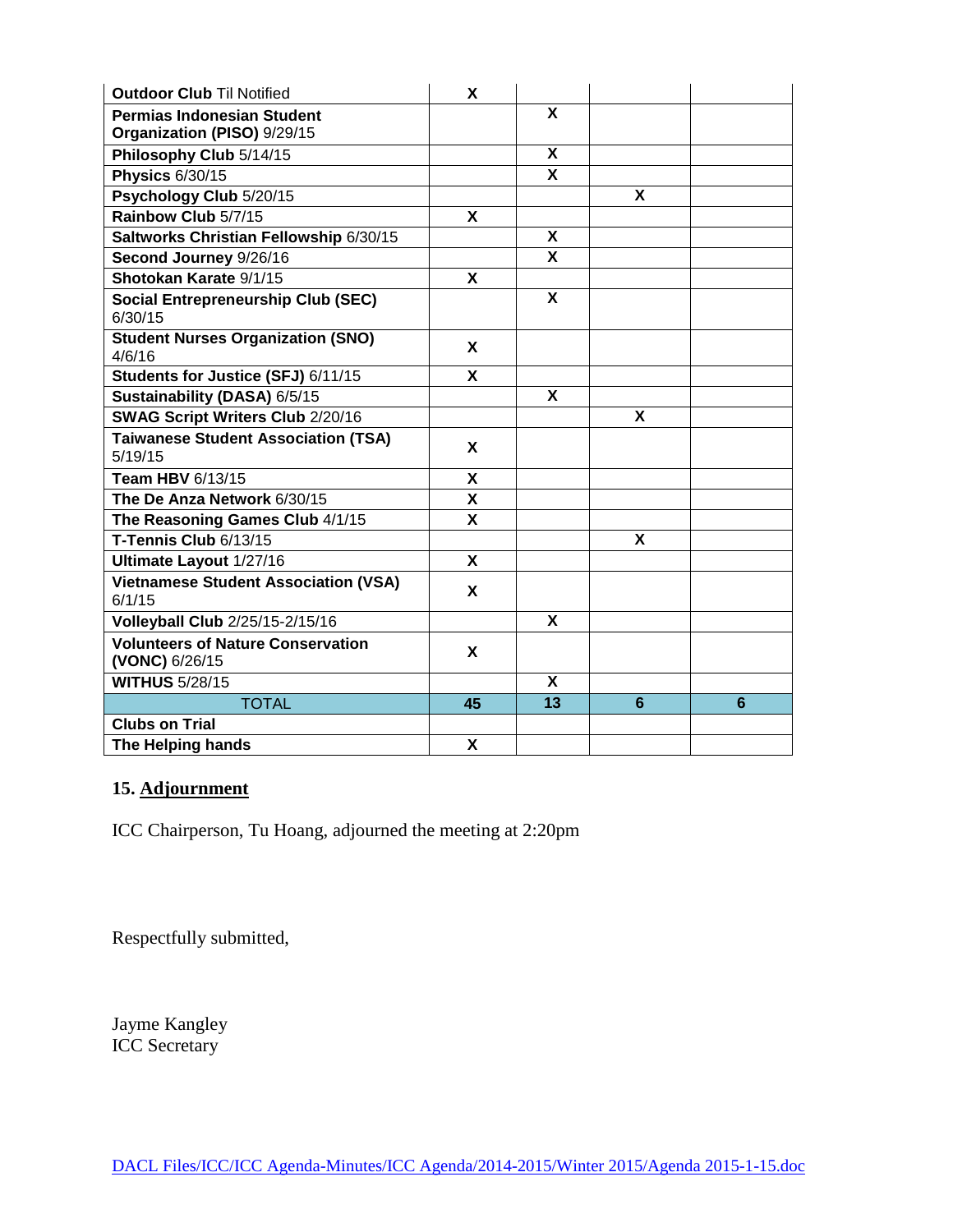| | | | | |
|---|---|---|---|---|
| **Outdoor Club** Til Notified | X | | | |
| **Permias Indonesian Student Organization (PISO)** 9/29/15 | | X | | |
| **Philosophy Club** 5/14/15 | | X | | |
| **Physics** 6/30/15 | | X | | |
| **Psychology Club** 5/20/15 | | | X | |
| **Rainbow Club** 5/7/15 | X | | | |
| **Saltworks Christian Fellowship** 6/30/15 | | X | | |
| **Second Journey** 9/26/16 | | X | | |
| **Shotokan Karate** 9/1/15 | X | | | |
| **Social Entrepreneurship Club (SEC)** 6/30/15 | | X | | |
| **Student Nurses Organization (SNO)** 4/6/16 | X | | | |
| **Students for Justice (SFJ)** 6/11/15 | X | | | |
| **Sustainability (DASA)** 6/5/15 | | X | | |
| **SWAG Script Writers Club** 2/20/16 | | | X | |
| **Taiwanese Student Association (TSA)** 5/19/15 | X | | | |
| **Team HBV** 6/13/15 | X | | | |
| **The De Anza Network** 6/30/15 | X | | | |
| **The Reasoning Games Club** 4/1/15 | X | | | |
| **T-Tennis Club** 6/13/15 | | | X | |
| **Ultimate Layout** 1/27/16 | X | | | |
| **Vietnamese Student Association (VSA)** 6/1/15 | X | | | |
| **Volleyball Club** 2/25/15-2/15/16 | | X | | |
| **Volunteers of Nature Conservation (VONC)** 6/26/15 | X | | | |
| **WITHUS** 5/28/15 | | X | | |
| TOTAL | **45** | **13** | **6** | **6** |
| **Clubs on Trial** | | | | |
| **The Helping hands** | X | | | |

## 15. Adjournment

ICC Chairperson, Tu Hoang, adjourned the meeting at 2:20pm

Respectfully submitted,

Jayme Kangley
ICC Secretary

DACL Files/ICC/ICC Agenda-Minutes/ICC Agenda/2014-2015/Winter 2015/Agenda 2015-1-15.doc